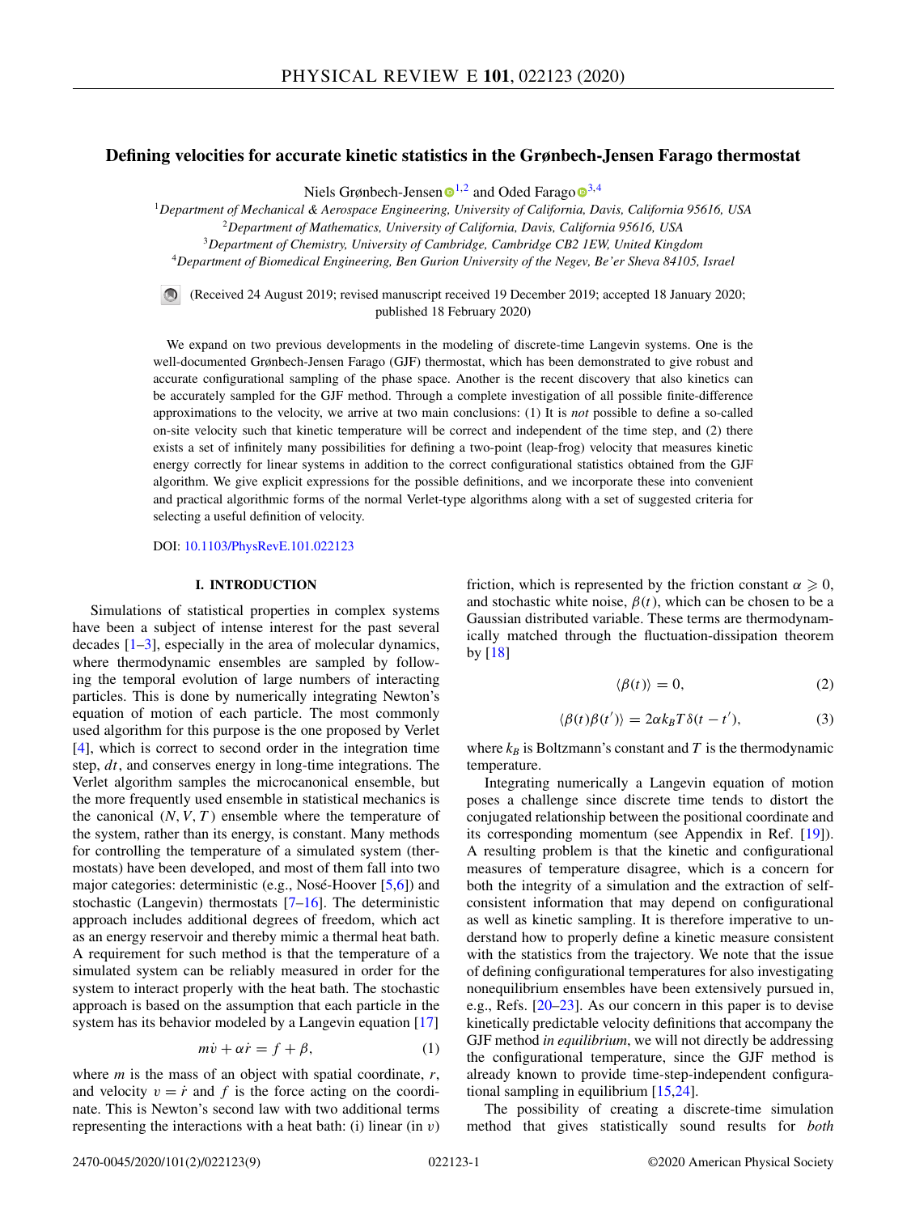# Defining velocities for accurate kinetic statistics in the Grønbech-Jensen Farago thermostat

Niels Grønbech-Jensen [1,2] and Oded Farago [3,4]

[1] Department of Mechanical & Aerospace Engineering, University of California, Davis, California 95616, USA
[2] Department of Mathematics, University of California, Davis, California 95616, USA
[3] Department of Chemistry, University of Cambridge, Cambridge CB2 1EW, United Kingdom
[4] Department of Biomedical Engineering, Ben Gurion University of the Negev, Be'er Sheva 84105, Israel

(Received 24 August 2019; revised manuscript received 19 December 2019; accepted 18 January 2020; published 18 February 2020)

We expand on two previous developments in the modeling of discrete-time Langevin systems. One is the well-documented Grønbech-Jensen Farago (GJF) thermostat, which has been demonstrated to give robust and accurate configurational sampling of the phase space. Another is the recent discovery that also kinetics can be accurately sampled for the GJF method. Through a complete investigation of all possible finite-difference approximations to the velocity, we arrive at two main conclusions: (1) It is *not* possible to define a so-called on-site velocity such that kinetic temperature will be correct and independent of the time step, and (2) there exists a set of infinitely many possibilities for defining a two-point (leap-frog) velocity that measures kinetic energy correctly for linear systems in addition to the correct configurational statistics obtained from the GJF algorithm. We give explicit expressions for the possible definitions, and we incorporate these into convenient and practical algorithmic forms of the normal Verlet-type algorithms along with a set of suggested criteria for selecting a useful definition of velocity.

DOI: 10.1103/PhysRevE.101.022123

## I. INTRODUCTION

Simulations of statistical properties in complex systems have been a subject of intense interest for the past several decades [1–3], especially in the area of molecular dynamics, where thermodynamic ensembles are sampled by following the temporal evolution of large numbers of interacting particles. This is done by numerically integrating Newton's equation of motion of each particle. The most commonly used algorithm for this purpose is the one proposed by Verlet [4], which is correct to second order in the integration time step, $dt$, and conserves energy in long-time integrations. The Verlet algorithm samples the microcanonical ensemble, but the more frequently used ensemble in statistical mechanics is the canonical $(N, V, T)$ ensemble where the temperature of the system, rather than its energy, is constant. Many methods for controlling the temperature of a simulated system (thermostats) have been developed, and most of them fall into two major categories: deterministic (e.g., Nosé-Hoover [5,6]) and stochastic (Langevin) thermostats [7–16]. The deterministic approach includes additional degrees of freedom, which act as an energy reservoir and thereby mimic a thermal heat bath. A requirement for such method is that the temperature of a simulated system can be reliably measured in order for the system to interact properly with the heat bath. The stochastic approach is based on the assumption that each particle in the system has its behavior modeled by a Langevin equation [17]

$$m\dot{v} + \alpha\dot{r} = f + \beta, \tag{1}$$

where $m$ is the mass of an object with spatial coordinate, $r$, and velocity $v = \dot{r}$ and $f$ is the force acting on the coordinate. This is Newton's second law with two additional terms representing the interactions with a heat bath: (i) linear (in $v$) friction, which is represented by the friction constant $\alpha \geqslant 0$, and stochastic white noise, $\beta(t)$, which can be chosen to be a Gaussian distributed variable. These terms are thermodynamically matched through the fluctuation-dissipation theorem by [18]

$$\langle \beta(t) \rangle = 0, \tag{2}$$

$$\langle \beta(t)\beta(t') \rangle = 2\alpha k_B T \delta(t - t'), \tag{3}$$

where $k_B$ is Boltzmann's constant and $T$ is the thermodynamic temperature.

Integrating numerically a Langevin equation of motion poses a challenge since discrete time tends to distort the conjugated relationship between the positional coordinate and its corresponding momentum (see Appendix in Ref. [19]). A resulting problem is that the kinetic and configurational measures of temperature disagree, which is a concern for both the integrity of a simulation and the extraction of self-consistent information that may depend on configurational as well as kinetic sampling. It is therefore imperative to understand how to properly define a kinetic measure consistent with the statistics from the trajectory. We note that the issue of defining configurational temperatures for also investigating nonequilibrium ensembles have been extensively pursued in, e.g., Refs. [20–23]. As our concern in this paper is to devise kinetically predictable velocity definitions that accompany the GJF method *in equilibrium*, we will not directly be addressing the configurational temperature, since the GJF method is already known to provide time-step-independent configurational sampling in equilibrium [15,24].

The possibility of creating a discrete-time simulation method that gives statistically sound results for *both*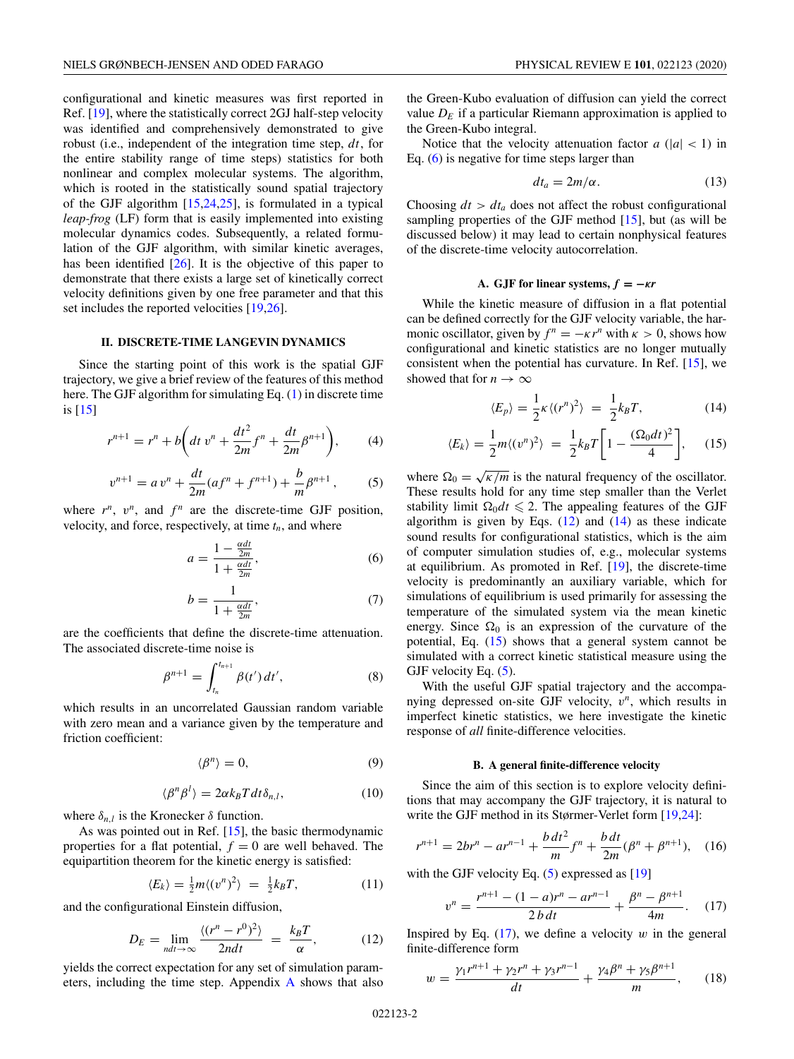configurational and kinetic measures was first reported in Ref. [19], where the statistically correct 2GJ half-step velocity was identified and comprehensively demonstrated to give robust (i.e., independent of the integration time step, $dt$, for the entire stability range of time steps) statistics for both nonlinear and complex molecular systems. The algorithm, which is rooted in the statistically sound spatial trajectory of the GJF algorithm [15,24,25], is formulated in a typical *leap-frog* (LF) form that is easily implemented into existing molecular dynamics codes. Subsequently, a related formulation of the GJF algorithm, with similar kinetic averages, has been identified [26]. It is the objective of this paper to demonstrate that there exists a large set of kinetically correct velocity definitions given by one free parameter and that this set includes the reported velocities [19,26].

## II. DISCRETE-TIME LANGEVIN DYNAMICS

Since the starting point of this work is the spatial GJF trajectory, we give a brief review of the features of this method here. The GJF algorithm for simulating Eq. (1) in discrete time is [15]

$$r^{n+1} = r^n + b\left(dt\, v^n + \frac{dt^2}{2m}f^n + \frac{dt}{2m}\beta^{n+1}\right), \qquad (4)$$

$$v^{n+1} = a\, v^n + \frac{dt}{2m}(af^n + f^{n+1}) + \frac{b}{m}\beta^{n+1}, \qquad (5)$$

where $r^n$, $v^n$, and $f^n$ are the discrete-time GJF position, velocity, and force, respectively, at time $t_n$, and where

$$a = \frac{1 - \frac{\alpha dt}{2m}}{1 + \frac{\alpha dt}{2m}}, \qquad (6)$$

$$b = \frac{1}{1 + \frac{\alpha dt}{2m}}, \qquad (7)$$

are the coefficients that define the discrete-time attenuation. The associated discrete-time noise is

$$\beta^{n+1} = \int_{t_n}^{t_{n+1}} \beta(t')\, dt', \qquad (8)$$

which results in an uncorrelated Gaussian random variable with zero mean and a variance given by the temperature and friction coefficient:

$$\langle \beta^n \rangle = 0, \qquad (9)$$

$$\langle \beta^n \beta^l \rangle = 2\alpha k_B T\, dt\, \delta_{n,l}, \qquad (10)$$

where $\delta_{n,l}$ is the Kronecker $\delta$ function.

As was pointed out in Ref. [15], the basic thermodynamic properties for a flat potential, $f = 0$ are well behaved. The equipartition theorem for the kinetic energy is satisfied:

$$\langle E_k \rangle = \tfrac{1}{2}m\langle (v^n)^2 \rangle \;=\; \tfrac{1}{2}k_B T, \qquad (11)$$

and the configurational Einstein diffusion,

$$D_E = \lim_{ndt\to\infty} \frac{\langle (r^n - r^0)^2 \rangle}{2ndt} \;=\; \frac{k_B T}{\alpha}, \qquad (12)$$

yields the correct expectation for any set of simulation parameters, including the time step. Appendix A shows that also the Green-Kubo evaluation of diffusion can yield the correct value $D_E$ if a particular Riemann approximation is applied to the Green-Kubo integral.

Notice that the velocity attenuation factor $a$ ($|a| < 1$) in Eq. (6) is negative for time steps larger than

$$dt_a = 2m/\alpha. \qquad (13)$$

Choosing $dt > dt_a$ does not affect the robust configurational sampling properties of the GJF method [15], but (as will be discussed below) it may lead to certain nonphysical features of the discrete-time velocity autocorrelation.

### A. GJF for linear systems, $f = -\kappa r$

While the kinetic measure of diffusion in a flat potential can be defined correctly for the GJF velocity variable, the harmonic oscillator, given by $f^n = -\kappa r^n$ with $\kappa > 0$, shows how configurational and kinetic statistics are no longer mutually consistent when the potential has curvature. In Ref. [15], we showed that for $n \to \infty$

$$\langle E_p \rangle = \frac{1}{2}\kappa\langle (r^n)^2 \rangle \;=\; \frac{1}{2}k_B T, \qquad (14)$$

$$\langle E_k \rangle = \frac{1}{2}m\langle (v^n)^2 \rangle \;=\; \frac{1}{2}k_B T\left[1 - \frac{(\Omega_0 dt)^2}{4}\right], \qquad (15)$$

where $\Omega_0 = \sqrt{\kappa/m}$ is the natural frequency of the oscillator. These results hold for any time step smaller than the Verlet stability limit $\Omega_0 dt \leqslant 2$. The appealing features of the GJF algorithm is given by Eqs. (12) and (14) as these indicate sound results for configurational statistics, which is the aim of computer simulation studies of, e.g., molecular systems at equilibrium. As promoted in Ref. [19], the discrete-time velocity is predominantly an auxiliary variable, which for simulations of equilibrium is used primarily for assessing the temperature of the simulated system via the mean kinetic energy. Since $\Omega_0$ is an expression of the curvature of the potential, Eq. (15) shows that a general system cannot be simulated with a correct kinetic statistical measure using the GJF velocity Eq. (5).

With the useful GJF spatial trajectory and the accompanying depressed on-site GJF velocity, $v^n$, which results in imperfect kinetic statistics, we here investigate the kinetic response of *all* finite-difference velocities.

### B. A general finite-difference velocity

Since the aim of this section is to explore velocity definitions that may accompany the GJF trajectory, it is natural to write the GJF method in its Størmer-Verlet form [19,24]:

$$r^{n+1} = 2br^n - ar^{n-1} + \frac{b\, dt^2}{m}f^n + \frac{b\, dt}{2m}(\beta^n + \beta^{n+1}), \qquad (16)$$

with the GJF velocity Eq. (5) expressed as [19]

$$v^n = \frac{r^{n+1} - (1-a)r^n - ar^{n-1}}{2\, b\, dt} + \frac{\beta^n - \beta^{n+1}}{4m}. \qquad (17)$$

Inspired by Eq. (17), we define a velocity $w$ in the general finite-difference form

$$w = \frac{\gamma_1 r^{n+1} + \gamma_2 r^n + \gamma_3 r^{n-1}}{dt} + \frac{\gamma_4\beta^n + \gamma_5\beta^{n+1}}{m}, \qquad (18)$$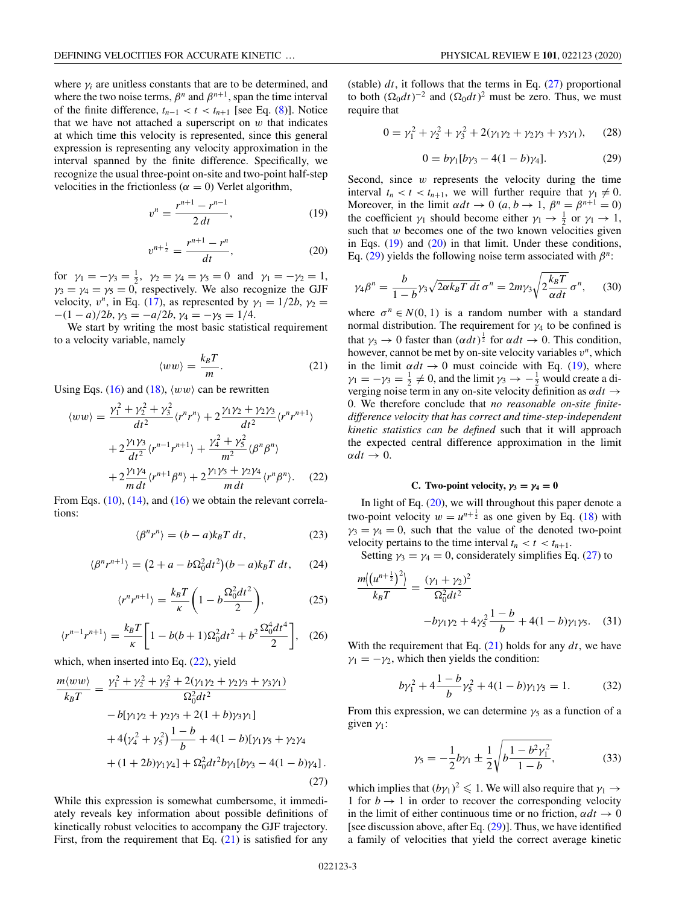where $\gamma_i$ are unitless constants that are to be determined, and where the two noise terms, $\beta^n$ and $\beta^{n+1}$, span the time interval of the finite difference, $t_{n-1} < t < t_{n+1}$ [see Eq. (8)]. Notice that we have not attached a superscript on $w$ that indicates at which time this velocity is represented, since this general expression is representing any velocity approximation in the interval spanned by the finite difference. Specifically, we recognize the usual three-point on-site and two-point half-step velocities in the frictionless ($\alpha = 0$) Verlet algorithm,

$$v^n = \frac{r^{n+1} - r^{n-1}}{2\,dt}, \tag{19}$$

$$v^{n+\frac{1}{2}} = \frac{r^{n+1} - r^n}{dt}, \tag{20}$$

for $\gamma_1 = -\gamma_3 = \frac{1}{2}$, $\gamma_2 = \gamma_4 = \gamma_5 = 0$ and $\gamma_1 = -\gamma_2 = 1$, $\gamma_3 = \gamma_4 = \gamma_5 = 0$, respectively. We also recognize the GJF velocity, $v^n$, in Eq. (17), as represented by $\gamma_1 = 1/2b$, $\gamma_2 = -(1-a)/2b$, $\gamma_3 = -a/2b$, $\gamma_4 = -\gamma_5 = 1/4$.

We start by writing the most basic statistical requirement to a velocity variable, namely

$$\langle ww \rangle = \frac{k_BT}{m}. \tag{21}$$

Using Eqs. (16) and (18), $\langle ww \rangle$ can be rewritten

$$\begin{aligned}\langle ww \rangle = {} & \frac{\gamma_1^2 + \gamma_2^2 + \gamma_3^2}{dt^2}\langle r^n r^n \rangle + 2\frac{\gamma_1\gamma_2 + \gamma_2\gamma_3}{dt^2}\langle r^n r^{n+1} \rangle \\ & + 2\frac{\gamma_1\gamma_3}{dt^2}\langle r^{n-1} r^{n+1} \rangle + \frac{\gamma_4^2 + \gamma_5^2}{m^2}\langle \beta^n \beta^n \rangle \\ & + 2\frac{\gamma_1\gamma_4}{m\,dt}\langle r^{n+1}\beta^n \rangle + 2\frac{\gamma_1\gamma_5 + \gamma_2\gamma_4}{m\,dt}\langle r^n \beta^n \rangle. \end{aligned} \tag{22}$$

From Eqs. (10), (14), and (16) we obtain the relevant correlations:

$$\langle \beta^n r^n \rangle = (b-a)k_BT\,dt, \tag{23}$$

$$\langle \beta^n r^{n+1} \rangle = \left(2 + a - b\Omega_0^2 dt^2\right)(b-a)k_BT\,dt, \tag{24}$$

$$\langle r^n r^{n+1} \rangle = \frac{k_BT}{\kappa}\left(1 - b\frac{\Omega_0^2 dt^2}{2}\right), \tag{25}$$

$$\langle r^{n-1} r^{n+1} \rangle = \frac{k_BT}{\kappa}\left[1 - b(b+1)\Omega_0^2 dt^2 + b^2\frac{\Omega_0^4 dt^4}{2}\right], \tag{26}$$

which, when inserted into Eq. (22), yield

$$\begin{aligned}\frac{m\langle ww \rangle}{k_BT} = {} & \frac{\gamma_1^2 + \gamma_2^2 + \gamma_3^2 + 2(\gamma_1\gamma_2 + \gamma_2\gamma_3 + \gamma_3\gamma_1)}{\Omega_0^2 dt^2} \\ & - b[\gamma_1\gamma_2 + \gamma_2\gamma_3 + 2(1+b)\gamma_3\gamma_1] \\ & + 4\left(\gamma_4^2 + \gamma_5^2\right)\frac{1-b}{b} + 4(1-b)[\gamma_1\gamma_5 + \gamma_2\gamma_4 \\ & + (1+2b)\gamma_1\gamma_4] + \Omega_0^2 dt^2 b\gamma_1[b\gamma_3 - 4(1-b)\gamma_4]. \end{aligned} \tag{27}$$

While this expression is somewhat cumbersome, it immediately reveals key information about possible definitions of kinetically robust velocities to accompany the GJF trajectory. First, from the requirement that Eq. (21) is satisfied for any (stable) $dt$, it follows that the terms in Eq. (27) proportional to both $(\Omega_0 dt)^{-2}$ and $(\Omega_0 dt)^2$ must be zero. Thus, we must require that

$$0 = \gamma_1^2 + \gamma_2^2 + \gamma_3^2 + 2(\gamma_1\gamma_2 + \gamma_2\gamma_3 + \gamma_3\gamma_1), \tag{28}$$

$$0 = b\gamma_1[b\gamma_3 - 4(1-b)\gamma_4]. \tag{29}$$

Second, since $w$ represents the velocity during the time interval $t_n < t < t_{n+1}$, we will further require that $\gamma_1 \neq 0$. Moreover, in the limit $\alpha dt \to 0$ ($a, b \to 1$, $\beta^n = \beta^{n+1} = 0$) the coefficient $\gamma_1$ should become either $\gamma_1 \to \frac{1}{2}$ or $\gamma_1 \to 1$, such that $w$ becomes one of the two known velocities given in Eqs. (19) and (20) in that limit. Under these conditions, Eq. (29) yields the following noise term associated with $\beta^n$:

$$\gamma_4\beta^n = \frac{b}{1-b}\gamma_3\sqrt{2\alpha k_BT\,dt}\,\sigma^n = 2m\gamma_3\sqrt{2\frac{k_BT}{\alpha dt}}\,\sigma^n, \tag{30}$$

where $\sigma^n \in N(0,1)$ is a random number with a standard normal distribution. The requirement for $\gamma_4$ to be confined is that $\gamma_3 \to 0$ faster than $(\alpha dt)^{\frac{1}{2}}$ for $\alpha dt \to 0$. This condition, however, cannot be met by on-site velocity variables $v^n$, which in the limit $\alpha dt \to 0$ must coincide with Eq. (19), where $\gamma_1 = -\gamma_3 = \frac{1}{2} \neq 0$, and the limit $\gamma_3 \to -\frac{1}{2}$ would create a diverging noise term in any on-site velocity definition as $\alpha dt \to 0$. We therefore conclude that *no reasonable on-site finite-difference velocity that has correct and time-step-independent kinetic statistics can be defined* such that it will approach the expected central difference approximation in the limit $\alpha dt \to 0$.

### C. Two-point velocity, $\gamma_3 = \gamma_4 = 0$

In light of Eq. (20), we will throughout this paper denote a two-point velocity $w = u^{n+\frac{1}{2}}$ as one given by Eq. (18) with $\gamma_3 = \gamma_4 = 0$, such that the value of the denoted two-point velocity pertains to the time interval $t_n < t < t_{n+1}$.

Setting $\gamma_3 = \gamma_4 = 0$, considerately simplifies Eq. (27) to

$$\begin{aligned}\frac{m\left\langle\left(u^{n+\frac{1}{2}}\right)^2\right\rangle}{k_BT} = {} & \frac{(\gamma_1 + \gamma_2)^2}{\Omega_0^2 dt^2} \\ & - b\gamma_1\gamma_2 + 4\gamma_5^2\frac{1-b}{b} + 4(1-b)\gamma_1\gamma_5. \end{aligned} \tag{31}$$

With the requirement that Eq. (21) holds for any $dt$, we have $\gamma_1 = -\gamma_2$, which then yields the condition:

$$b\gamma_1^2 + 4\frac{1-b}{b}\gamma_5^2 + 4(1-b)\gamma_1\gamma_5 = 1. \tag{32}$$

From this expression, we can determine $\gamma_5$ as a function of a given $\gamma_1$:

$$\gamma_5 = -\frac{1}{2}b\gamma_1 \pm \frac{1}{2}\sqrt{b\frac{1 - b^2\gamma_1^2}{1-b}}, \tag{33}$$

which implies that $(b\gamma_1)^2 \leqslant 1$. We will also require that $\gamma_1 \to 1$ for $b \to 1$ in order to recover the corresponding velocity in the limit of either continuous time or no friction, $\alpha dt \to 0$ [see discussion above, after Eq. (29)]. Thus, we have identified a family of velocities that yield the correct average kinetic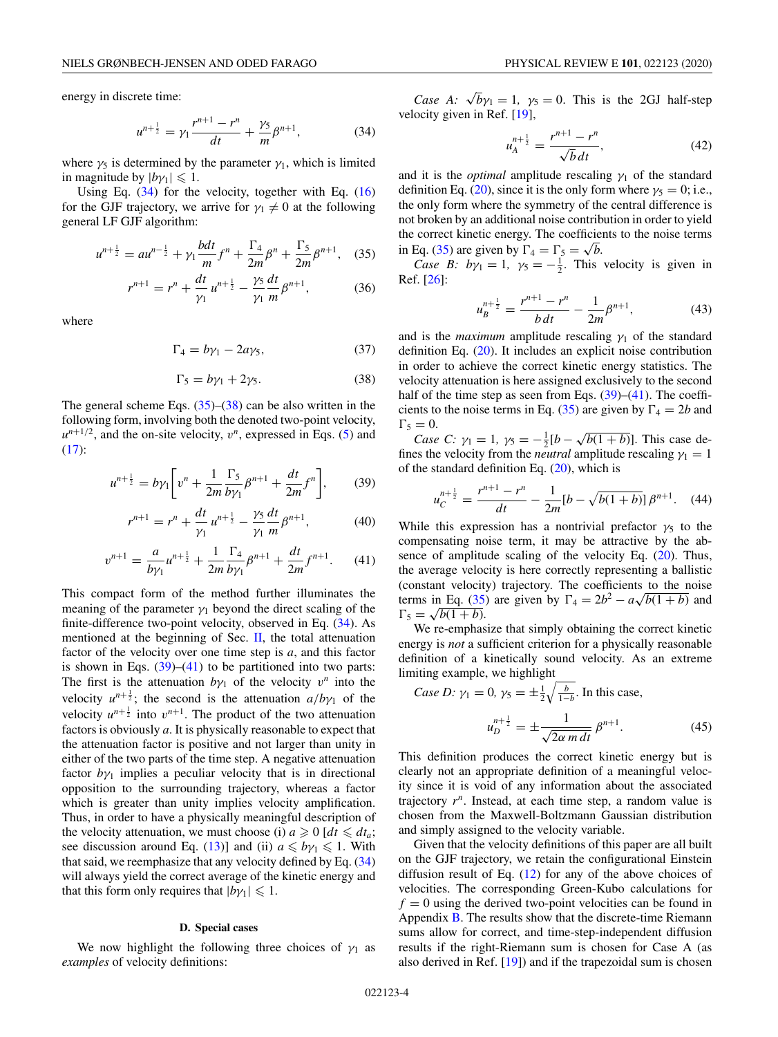energy in discrete time:

$$u^{n+\frac{1}{2}} = \gamma_1 \frac{r^{n+1} - r^n}{dt} + \frac{\gamma_5}{m}\beta^{n+1}, \tag{34}$$

where $\gamma_5$ is determined by the parameter $\gamma_1$, which is limited in magnitude by $|b\gamma_1| \leqslant 1$.

Using Eq. (34) for the velocity, together with Eq. (16) for the GJF trajectory, we arrive for $\gamma_1 \neq 0$ at the following general LF GJF algorithm:

$$u^{n+\frac{1}{2}} = au^{n-\frac{1}{2}} + \gamma_1 \frac{b\,dt}{m} f^n + \frac{\Gamma_4}{2m}\beta^n + \frac{\Gamma_5}{2m}\beta^{n+1}, \tag{35}$$

$$r^{n+1} = r^n + \frac{dt}{\gamma_1} u^{n+\frac{1}{2}} - \frac{\gamma_5}{\gamma_1}\frac{dt}{m}\beta^{n+1}, \tag{36}$$

where

$$\Gamma_4 = b\gamma_1 - 2a\gamma_5, \tag{37}$$

$$\Gamma_5 = b\gamma_1 + 2\gamma_5. \tag{38}$$

The general scheme Eqs. (35)–(38) can be also written in the following form, involving both the denoted two-point velocity, $u^{n+1/2}$, and the on-site velocity, $v^n$, expressed in Eqs. (5) and (17):

$$u^{n+\frac{1}{2}} = b\gamma_1\left[v^n + \frac{1}{2m}\frac{\Gamma_5}{b\gamma_1}\beta^{n+1} + \frac{dt}{2m}f^n\right], \tag{39}$$

$$r^{n+1} = r^n + \frac{dt}{\gamma_1} u^{n+\frac{1}{2}} - \frac{\gamma_5}{\gamma_1}\frac{dt}{m}\beta^{n+1}, \tag{40}$$

$$v^{n+1} = \frac{a}{b\gamma_1}u^{n+\frac{1}{2}} + \frac{1}{2m}\frac{\Gamma_4}{b\gamma_1}\beta^{n+1} + \frac{dt}{2m}f^{n+1}. \tag{41}$$

This compact form of the method further illuminates the meaning of the parameter $\gamma_1$ beyond the direct scaling of the finite-difference two-point velocity, observed in Eq. (34). As mentioned at the beginning of Sec. II, the total attenuation factor of the velocity over one time step is $a$, and this factor is shown in Eqs. (39)–(41) to be partitioned into two parts: The first is the attenuation $b\gamma_1$ of the velocity $v^n$ into the velocity $u^{n+\frac{1}{2}}$; the second is the attenuation $a/b\gamma_1$ of the velocity $u^{n+\frac{1}{2}}$ into $v^{n+1}$. The product of the two attenuation factors is obviously $a$. It is physically reasonable to expect that the attenuation factor is positive and not larger than unity in either of the two parts of the time step. A negative attenuation factor $b\gamma_1$ implies a peculiar velocity that is in directional opposition to the surrounding trajectory, whereas a factor which is greater than unity implies velocity amplification. Thus, in order to have a physically meaningful description of the velocity attenuation, we must choose (i) $a \geqslant 0$ [$dt \leqslant dt_a$; see discussion around Eq. (13)] and (ii) $a \leqslant b\gamma_1 \leqslant 1$. With that said, we reemphasize that any velocity defined by Eq. (34) will always yield the correct average of the kinetic energy and that this form only requires that $|b\gamma_1| \leqslant 1$.

### D. Special cases

We now highlight the following three choices of $\gamma_1$ as *examples* of velocity definitions:

*Case A:* $\sqrt{b}\gamma_1 = 1,\ \gamma_5 = 0$. This is the 2GJ half-step velocity given in Ref. [19],

$$u_A^{n+\frac{1}{2}} = \frac{r^{n+1} - r^n}{\sqrt{b}\,dt}, \tag{42}$$

and it is the *optimal* amplitude rescaling $\gamma_1$ of the standard definition Eq. (20), since it is the only form where $\gamma_5 = 0$; i.e., the only form where the symmetry of the central difference is not broken by an additional noise contribution in order to yield the correct kinetic energy. The coefficients to the noise terms in Eq. (35) are given by $\Gamma_4 = \Gamma_5 = \sqrt{b}$.

*Case B:* $b\gamma_1 = 1,\ \gamma_5 = -\frac{1}{2}$. This velocity is given in Ref. [26]:

$$u_B^{n+\frac{1}{2}} = \frac{r^{n+1} - r^n}{b\,dt} - \frac{1}{2m}\beta^{n+1}, \tag{43}$$

and is the *maximum* amplitude rescaling $\gamma_1$ of the standard definition Eq. (20). It includes an explicit noise contribution in order to achieve the correct kinetic energy statistics. The velocity attenuation is here assigned exclusively to the second half of the time step as seen from Eqs. (39)–(41). The coefficients to the noise terms in Eq. (35) are given by $\Gamma_4 = 2b$ and $\Gamma_5 = 0$.

*Case C:* $\gamma_1 = 1,\ \gamma_5 = -\frac{1}{2}[b - \sqrt{b(1+b)}]$. This case defines the velocity from the *neutral* amplitude rescaling $\gamma_1 = 1$ of the standard definition Eq. (20), which is

$$u_C^{n+\frac{1}{2}} = \frac{r^{n+1} - r^n}{dt} - \frac{1}{2m}[b - \sqrt{b(1+b)}]\,\beta^{n+1}. \tag{44}$$

While this expression has a nontrivial prefactor $\gamma_5$ to the compensating noise term, it may be attractive by the absence of amplitude scaling of the velocity Eq. (20). Thus, the average velocity is here correctly representing a ballistic (constant velocity) trajectory. The coefficients to the noise terms in Eq. (35) are given by $\Gamma_4 = 2b^2 - a\sqrt{b(1+b)}$ and $\Gamma_5 = \sqrt{b(1+b)}$.

We re-emphasize that simply obtaining the correct kinetic energy is *not* a sufficient criterion for a physically reasonable definition of a kinetically sound velocity. As an extreme limiting example, we highlight

*Case D:* $\gamma_1 = 0,\ \gamma_5 = \pm\frac{1}{2}\sqrt{\frac{b}{1-b}}$. In this case,

$$u_D^{n+\frac{1}{2}} = \pm\frac{1}{\sqrt{2\alpha\,m\,dt}}\,\beta^{n+1}. \tag{45}$$

This definition produces the correct kinetic energy but is clearly not an appropriate definition of a meaningful velocity since it is void of any information about the associated trajectory $r^n$. Instead, at each time step, a random value is chosen from the Maxwell-Boltzmann Gaussian distribution and simply assigned to the velocity variable.

Given that the velocity definitions of this paper are all built on the GJF trajectory, we retain the configurational Einstein diffusion result of Eq. (12) for any of the above choices of velocities. The corresponding Green-Kubo calculations for $f = 0$ using the derived two-point velocities can be found in Appendix B. The results show that the discrete-time Riemann sums allow for correct, and time-step-independent diffusion results if the right-Riemann sum is chosen for Case A (as also derived in Ref. [19]) and if the trapezoidal sum is chosen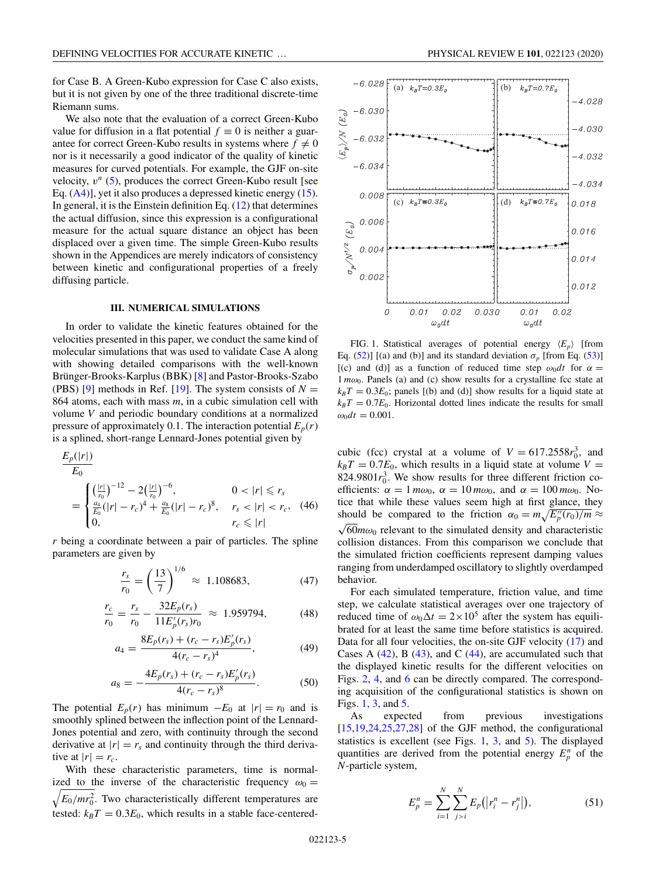for Case B. A Green-Kubo expression for Case C also exists, but it is not given by one of the three traditional discrete-time Riemann sums.

We also note that the evaluation of a correct Green-Kubo value for diffusion in a flat potential $f \equiv 0$ is neither a guarantee for correct Green-Kubo results in systems where $f \neq 0$ nor is it necessarily a good indicator of the quality of kinetic measures for curved potentials. For example, the GJF on-site velocity, $v^n$ (5), produces the correct Green-Kubo result [see Eq. (A4)], yet it also produces a depressed kinetic energy (15). In general, it is the Einstein definition Eq. (12) that determines the actual diffusion, since this expression is a configurational measure for the actual square distance an object has been displaced over a given time. The simple Green-Kubo results shown in the Appendices are merely indicators of consistency between kinetic and configurational properties of a freely diffusing particle.

## III. NUMERICAL SIMULATIONS

In order to validate the kinetic features obtained for the velocities presented in this paper, we conduct the same kind of molecular simulations that was used to validate Case A along with showing detailed comparisons with the well-known Brünger-Brooks-Karplus (BBK) [8] and Pastor-Brooks-Szabo (PBS) [9] methods in Ref. [19]. The system consists of $N = 864$ atoms, each with mass $m$, in a cubic simulation cell with volume $V$ and periodic boundary conditions at a normalized pressure of approximately 0.1. The interaction potential $E_p(r)$ is a splined, short-range Lennard-Jones potential given by

$$\frac{E_p(|r|)}{E_0} = \begin{cases} \left(\frac{|r|}{r_0}\right)^{-12} - 2\left(\frac{|r|}{r_0}\right)^{-6}, & 0 < |r| \leqslant r_s \\ \frac{a_4}{E_0}(|r| - r_c)^4 + \frac{a_8}{E_0}(|r| - r_c)^8, & r_s < |r| < r_c, \\ 0, & r_c \leqslant |r| \end{cases} \quad (46)$$

$r$ being a coordinate between a pair of particles. The spline parameters are given by

$$\frac{r_s}{r_0} = \left(\frac{13}{7}\right)^{1/6} \approx 1.108683, \quad (47)$$

$$\frac{r_c}{r_0} = \frac{r_s}{r_0} - \frac{32E_p(r_s)}{11E_p'(r_s)r_0} \approx 1.959794, \quad (48)$$

$$a_4 = \frac{8E_p(r_s) + (r_c - r_s)E_p'(r_s)}{4(r_c - r_s)^4}, \quad (49)$$

$$a_8 = -\frac{4E_p(r_s) + (r_c - r_s)E_p'(r_s)}{4(r_c - r_s)^8}. \quad (50)$$

The potential $E_p(r)$ has minimum $-E_0$ at $|r| = r_0$ and is smoothly splined between the inflection point of the Lennard-Jones potential and zero, with continuity through the second derivative at $|r| = r_s$ and continuity through the third derivative at $|r| = r_c$.

With these characteristic parameters, time is normalized to the inverse of the characteristic frequency $\omega_0 = \sqrt{E_0/mr_0^2}$. Two characteristically different temperatures are tested: $k_BT = 0.3E_0$, which results in a stable face-centered-cubic (fcc) crystal at a volume of $V = 617.2558r_0^3$, and $k_BT = 0.7E_0$, which results in a liquid state at volume $V = 824.9801r_0^3$. We show results for three different friction coefficients: $\alpha = 1\,m\omega_0$, $\alpha = 10\,m\omega_0$, and $\alpha = 100\,m\omega_0$. Notice that while these values seem high at first glance, they should be compared to the friction $\alpha_0 = m\sqrt{E_p''(r_0)/m} \approx \sqrt{60}m\omega_0$ relevant to the simulated density and characteristic collision distances. From this comparison we conclude that the simulated friction coefficients represent damping values ranging from underdamped oscillatory to slightly overdamped behavior.

FIG. 1. Statistical averages of potential energy $\langle E_p \rangle$ [from Eq. (52)] [(a) and (b)] and its standard deviation $\sigma_p$ [from Eq. (53)] [(c) and (d)] as a function of reduced time step $\omega_0 dt$ for $\alpha = 1\,m\omega_0$. Panels (a) and (c) show results for a crystalline fcc state at $k_BT = 0.3E_0$; panels [(b) and (d)] show results for a liquid state at $k_BT = 0.7E_0$. Horizontal dotted lines indicate the results for small $\omega_0 dt = 0.001$.

For each simulated temperature, friction value, and time step, we calculate statistical averages over one trajectory of reduced time of $\omega_0\Delta t = 2\times 10^5$ after the system has equilibrated for at least the same time before statistics is acquired. Data for all four velocities, the on-site GJF velocity (17) and Cases A (42), B (43), and C (44), are accumulated such that the displayed kinetic results for the different velocities on Figs. 2, 4, and 6 can be directly compared. The corresponding acquisition of the configurational statistics is shown on Figs. 1, 3, and 5.

As expected from previous investigations [15,19,24,25,27,28] of the GJF method, the configurational statistics is excellent (see Figs. 1, 3, and 5). The displayed quantities are derived from the potential energy $E_p^n$ of the $N$-particle system,

$$E_p^n = \sum_{i=1}^{N} \sum_{j>i}^{N} E_p(|r_i^n - r_j^n|), \quad (51)$$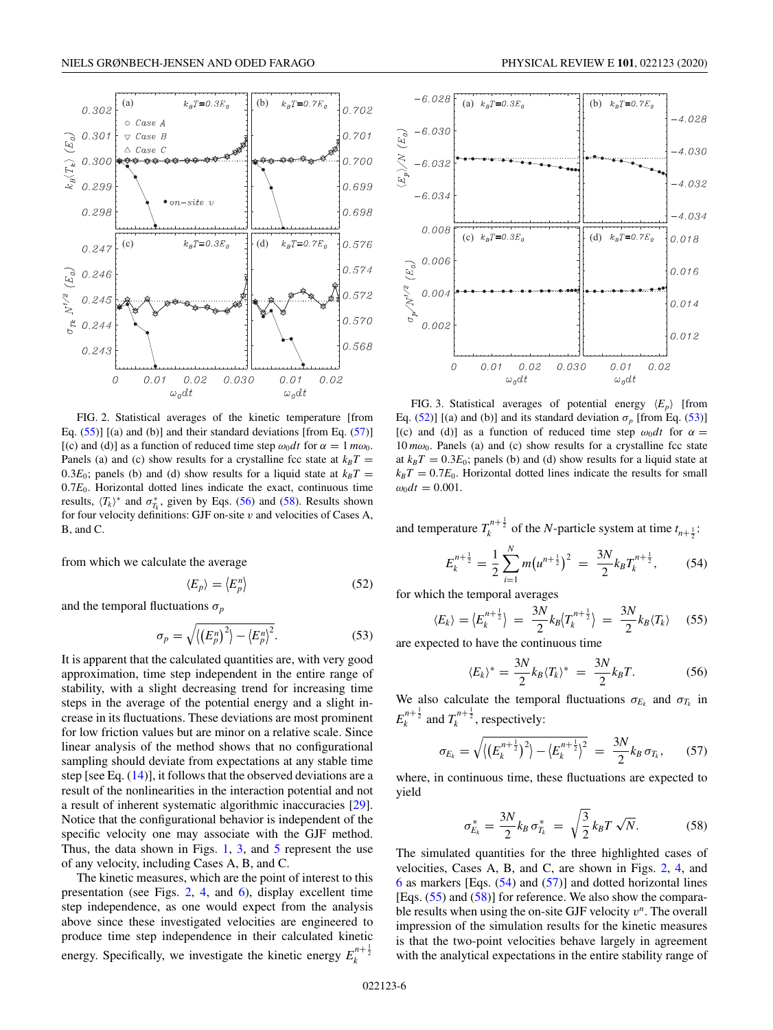FIG. 2. Statistical averages of the kinetic temperature [from Eq. (55)] [(a) and (b)] and their standard deviations [from Eq. (57)] [(c) and (d)] as a function of reduced time step $\omega_0 dt$ for $\alpha = 1\, m\omega_0$. Panels (a) and (c) show results for a crystalline fcc state at $k_BT = 0.3E_0$; panels (b) and (d) show results for a liquid state at $k_BT = 0.7E_0$. Horizontal dotted lines indicate the exact, continuous time results, $\langle T_k\rangle^*$ and $\sigma^*_{T_k}$, given by Eqs. (56) and (58). Results shown for four velocity definitions: GJF on-site $v$ and velocities of Cases A, B, and C.

from which we calculate the average

$$\langle E_p\rangle = \langle E_p^n\rangle \tag{52}$$

and the temporal fluctuations $\sigma_p$

$$\sigma_p = \sqrt{\langle (E_p^n)^2\rangle - \langle E_p^n\rangle^2}. \tag{53}$$

It is apparent that the calculated quantities are, with very good approximation, time step independent in the entire range of stability, with a slight decreasing trend for increasing time steps in the average of the potential energy and a slight increase in its fluctuations. These deviations are most prominent for low friction values but are minor on a relative scale. Since linear analysis of the method shows that no configurational sampling should deviate from expectations at any stable time step [see Eq. (14)], it follows that the observed deviations are a result of the nonlinearities in the interaction potential and not a result of inherent systematic algorithmic inaccuracies [29]. Notice that the configurational behavior is independent of the specific velocity one may associate with the GJF method. Thus, the data shown in Figs. 1, 3, and 5 represent the use of any velocity, including Cases A, B, and C.

The kinetic measures, which are the point of interest to this presentation (see Figs. 2, 4, and 6), display excellent time step independence, as one would expect from the analysis above since these investigated velocities are engineered to produce time step independence in their calculated kinetic energy. Specifically, we investigate the kinetic energy $E_k^{n+\frac{1}{2}}$

FIG. 3. Statistical averages of potential energy $\langle E_p\rangle$ [from Eq. (52)] [(a) and (b)] and its standard deviation $\sigma_p$ [from Eq. (53)] [(c) and (d)] as a function of reduced time step $\omega_0 dt$ for $\alpha = 10\, m\omega_0$. Panels (a) and (c) show results for a crystalline fcc state at $k_BT = 0.3E_0$; panels (b) and (d) show results for a liquid state at $k_BT = 0.7E_0$. Horizontal dotted lines indicate the results for small $\omega_0 dt = 0.001$.

and temperature $T_k^{n+\frac{1}{2}}$ of the $N$-particle system at time $t_{n+\frac{1}{2}}$:

$$E_k^{n+\frac{1}{2}} = \frac{1}{2}\sum_{i=1}^{N} m\big(u^{n+\frac{1}{2}}\big)^2 \;=\; \frac{3N}{2}k_BT_k^{n+\frac{1}{2}}, \tag{54}$$

for which the temporal averages

$$\langle E_k\rangle = \big\langle E_k^{n+\frac{1}{2}}\big\rangle \;=\; \frac{3N}{2}k_B\big\langle T_k^{n+\frac{1}{2}}\big\rangle \;=\; \frac{3N}{2}k_B\langle T_k\rangle \tag{55}$$

are expected to have the continuous time

$$\langle E_k\rangle^* = \frac{3N}{2}k_B\langle T_k\rangle^* \;=\; \frac{3N}{2}k_BT. \tag{56}$$

We also calculate the temporal fluctuations $\sigma_{E_k}$ and $\sigma_{T_k}$ in $E_k^{n+\frac{1}{2}}$ and $T_k^{n+\frac{1}{2}}$, respectively:

$$\sigma_{E_k} = \sqrt{\big\langle \big(E_k^{n+\frac{1}{2}}\big)^2\big\rangle - \big\langle E_k^{n+\frac{1}{2}}\big\rangle^2} \;=\; \frac{3N}{2}k_B\,\sigma_{T_k}, \tag{57}$$

where, in continuous time, these fluctuations are expected to yield

$$\sigma^*_{E_k} = \frac{3N}{2}k_B\,\sigma^*_{T_k} \;=\; \sqrt{\frac{3}{2}}\,k_BT\,\sqrt{N}. \tag{58}$$

The simulated quantities for the three highlighted cases of velocities, Cases A, B, and C, are shown in Figs. 2, 4, and 6 as markers [Eqs. (54) and (57)] and dotted horizontal lines [Eqs. (55) and (58)] for reference. We also show the comparable results when using the on-site GJF velocity $v^n$. The overall impression of the simulation results for the kinetic measures is that the two-point velocities behave largely in agreement with the analytical expectations in the entire stability range of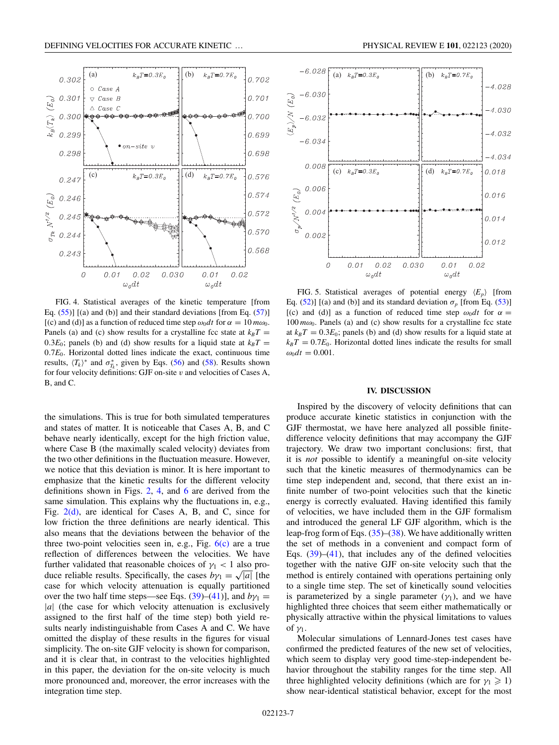FIG. 4. Statistical averages of the kinetic temperature [from Eq. (55)] [(a) and (b)] and their standard deviations [from Eq. (57)] [(c) and (d)] as a function of reduced time step $\omega_0 dt$ for $\alpha = 10\,m\omega_0$. Panels (a) and (c) show results for a crystalline fcc state at $k_BT = 0.3E_0$; panels (b) and (d) show results for a liquid state at $k_BT = 0.7E_0$. Horizontal dotted lines indicate the exact, continuous time results, $\langle T_k\rangle^*$ and $\sigma^*_{T_k}$, given by Eqs. (56) and (58). Results shown for four velocity definitions: GJF on-site $v$ and velocities of Cases A, B, and C.

FIG. 5. Statistical averages of potential energy $\langle E_p\rangle$ [from Eq. (52)] [(a) and (b)] and its standard deviation $\sigma_p$ [from Eq. (53)] [(c) and (d)] as a function of reduced time step $\omega_0 dt$ for $\alpha = 100\,m\omega_0$. Panels (a) and (c) show results for a crystalline fcc state at $k_BT = 0.3E_0$; panels (b) and (d) show results for a liquid state at $k_BT = 0.7E_0$. Horizontal dotted lines indicate the results for small $\omega_0 dt = 0.001$.

the simulations. This is true for both simulated temperatures and states of matter. It is noticeable that Cases A, B, and C behave nearly identically, except for the high friction value, where Case B (the maximally scaled velocity) deviates from the two other definitions in the fluctuation measure. However, we notice that this deviation is minor. It is here important to emphasize that the kinetic results for the different velocity definitions shown in Figs. 2, 4, and 6 are derived from the same simulation. This explains why the fluctuations in, e.g., Fig. 2(d), are identical for Cases A, B, and C, since for low friction the three definitions are nearly identical. This also means that the deviations between the behavior of the three two-point velocities seen in, e.g., Fig. 6(c) are a true reflection of differences between the velocities. We have further validated that reasonable choices of $\gamma_1 < 1$ also produce reliable results. Specifically, the cases $b\gamma_1 = \sqrt{|a|}$ [the case for which velocity attenuation is equally partitioned over the two half time steps—see Eqs. (39)–(41)], and $b\gamma_1 = |a|$ (the case for which velocity attenuation is exclusively assigned to the first half of the time step) both yield results nearly indistinguishable from Cases A and C. We have omitted the display of these results in the figures for visual simplicity. The on-site GJF velocity is shown for comparison, and it is clear that, in contrast to the velocities highlighted in this paper, the deviation for the on-site velocity is much more pronounced and, moreover, the error increases with the integration time step.

## IV. DISCUSSION

Inspired by the discovery of velocity definitions that can produce accurate kinetic statistics in conjunction with the GJF thermostat, we have here analyzed all possible finite-difference velocity definitions that may accompany the GJF trajectory. We draw two important conclusions: first, that it is *not* possible to identify a meaningful on-site velocity such that the kinetic measures of thermodynamics can be time step independent and, second, that there exist an infinite number of two-point velocities such that the kinetic energy is correctly evaluated. Having identified this family of velocities, we have included them in the GJF formalism and introduced the general LF GJF algorithm, which is the leap-frog form of Eqs. (35)–(38). We have additionally written the set of methods in a convenient and compact form of Eqs. (39)–(41), that includes any of the defined velocities together with the native GJF on-site velocity such that the method is entirely contained with operations pertaining only to a single time step. The set of kinetically sound velocities is parameterized by a single parameter ($\gamma_1$), and we have highlighted three choices that seem either mathematically or physically attractive within the physical limitations to values of $\gamma_1$.

Molecular simulations of Lennard-Jones test cases have confirmed the predicted features of the new set of velocities, which seem to display very good time-step-independent behavior throughout the stability ranges for the time step. All three highlighted velocity definitions (which are for $\gamma_1 \geqslant 1$) show near-identical statistical behavior, except for the most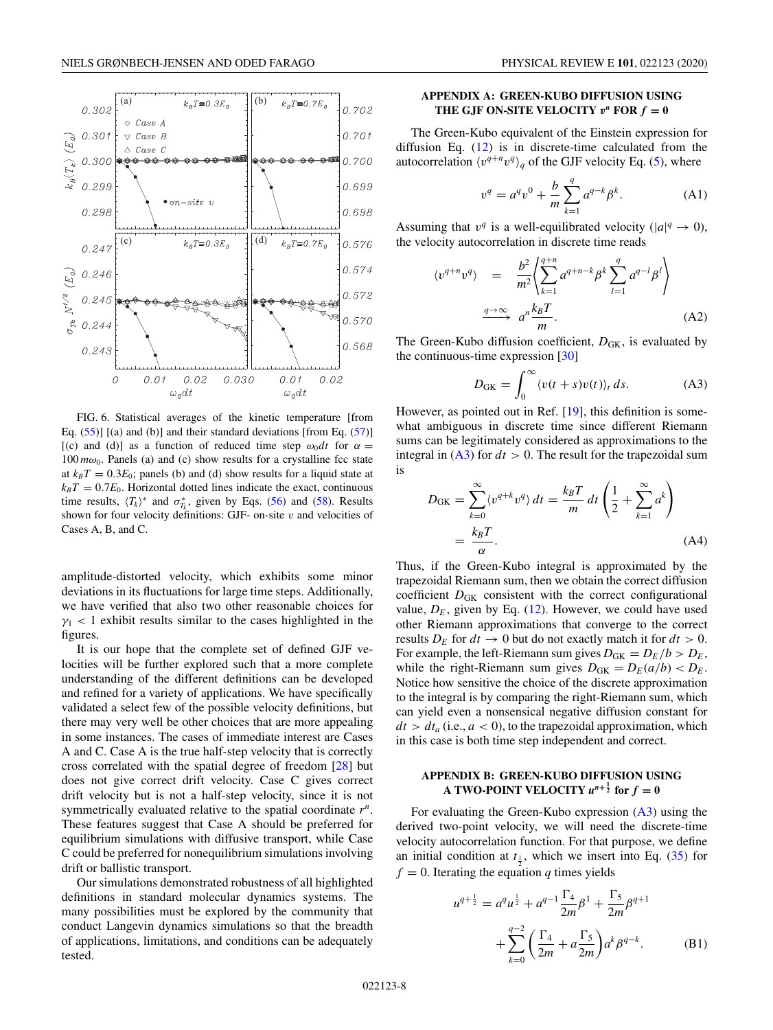FIG. 6. Statistical averages of the kinetic temperature [from Eq. (55)] [(a) and (b)] and their standard deviations [from Eq. (57)] [(c) and (d)] as a function of reduced time step $\omega_0 dt$ for $\alpha = 100\, m\omega_0$. Panels (a) and (c) show results for a crystalline fcc state at $k_BT = 0.3E_0$; panels (b) and (d) show results for a liquid state at $k_BT = 0.7E_0$. Horizontal dotted lines indicate the exact, continuous time results, $\langle T_k\rangle^*$ and $\sigma^*_{T_k}$, given by Eqs. (56) and (58). Results shown for four velocity definitions: GJF- on-site $v$ and velocities of Cases A, B, and C.

amplitude-distorted velocity, which exhibits some minor deviations in its fluctuations for large time steps. Additionally, we have verified that also two other reasonable choices for $\gamma_1 < 1$ exhibit results similar to the cases highlighted in the figures.

It is our hope that the complete set of defined GJF velocities will be further explored such that a more complete understanding of the different definitions can be developed and refined for a variety of applications. We have specifically validated a select few of the possible velocity definitions, but there may very well be other choices that are more appealing in some instances. The cases of immediate interest are Cases A and C. Case A is the true half-step velocity that is correctly cross correlated with the spatial degree of freedom [28] but does not give correct drift velocity. Case C gives correct drift velocity but is not a half-step velocity, since it is not symmetrically evaluated relative to the spatial coordinate $r^n$. These features suggest that Case A should be preferred for equilibrium simulations with diffusive transport, while Case C could be preferred for nonequilibrium simulations involving drift or ballistic transport.

Our simulations demonstrated robustness of all highlighted definitions in standard molecular dynamics systems. The many possibilities must be explored by the community that conduct Langevin dynamics simulations so that the breadth of applications, limitations, and conditions can be adequately tested.

## APPENDIX A: GREEN-KUBO DIFFUSION USING THE GJF ON-SITE VELOCITY $v^n$ FOR $f = 0$

The Green-Kubo equivalent of the Einstein expression for diffusion Eq. (12) is in discrete-time calculated from the autocorrelation $\langle v^{q+n}v^q\rangle_q$ of the GJF velocity Eq. (5), where

$$v^q = a^q v^0 + \frac{b}{m}\sum_{k=1}^{q} a^{q-k}\beta^k. \tag{A1}$$

Assuming that $v^q$ is a well-equilibrated velocity ($|a|^q \to 0$), the velocity autocorrelation in discrete time reads

$$\begin{aligned}\langle v^{q+n}v^q\rangle &= \frac{b^2}{m^2}\left\langle \sum_{k=1}^{q+n} a^{q+n-k}\beta^k \sum_{l=1}^{q} a^{q-l}\beta^l\right\rangle \\ &\xrightarrow{q\to\infty} a^n\frac{k_BT}{m}.\end{aligned} \tag{A2}$$

The Green-Kubo diffusion coefficient, $D_{\rm GK}$, is evaluated by the continuous-time expression [30]

$$D_{\rm GK} = \int_0^\infty \langle v(t+s)v(t)\rangle_t\, ds. \tag{A3}$$

However, as pointed out in Ref. [19], this definition is somewhat ambiguous in discrete time since different Riemann sums can be legitimately considered as approximations to the integral in (A3) for $dt > 0$. The result for the trapezoidal sum is

$$\begin{aligned}D_{\rm GK} &= \sum_{k=0}^{\infty}\langle v^{q+k}v^q\rangle\, dt = \frac{k_BT}{m}\,dt\left(\frac{1}{2} + \sum_{k=1}^{\infty} a^k\right) \\ &= \frac{k_BT}{\alpha}.\end{aligned} \tag{A4}$$

Thus, if the Green-Kubo integral is approximated by the trapezoidal Riemann sum, then we obtain the correct diffusion coefficient $D_{\rm GK}$ consistent with the correct configurational value, $D_E$, given by Eq. (12). However, we could have used other Riemann approximations that converge to the correct results $D_E$ for $dt \to 0$ but do not exactly match it for $dt > 0$. For example, the left-Riemann sum gives $D_{\rm GK} = D_E/b > D_E$, while the right-Riemann sum gives $D_{\rm GK} = D_E(a/b) < D_E$. Notice how sensitive the choice of the discrete approximation to the integral is by comparing the right-Riemann sum, which can yield even a nonsensical negative diffusion constant for $dt > dt_a$ (i.e., $a < 0$), to the trapezoidal approximation, which in this case is both time step independent and correct.

## APPENDIX B: GREEN-KUBO DIFFUSION USING A TWO-POINT VELOCITY $u^{n+\frac{1}{2}}$ for $f = 0$

For evaluating the Green-Kubo expression (A3) using the derived two-point velocity, we will need the discrete-time velocity autocorrelation function. For that purpose, we define an initial condition at $t_{\frac{1}{2}}$, which we insert into Eq. (35) for $f = 0$. Iterating the equation $q$ times yields

$$\begin{aligned}u^{q+\frac{1}{2}} = {}& a^q u^{\frac{1}{2}} + a^{q-1}\frac{\Gamma_4}{2m}\beta^1 + \frac{\Gamma_5}{2m}\beta^{q+1} \\ &+ \sum_{k=0}^{q-2}\left(\frac{\Gamma_4}{2m} + a\frac{\Gamma_5}{2m}\right)a^k\beta^{q-k}.\end{aligned} \tag{B1}$$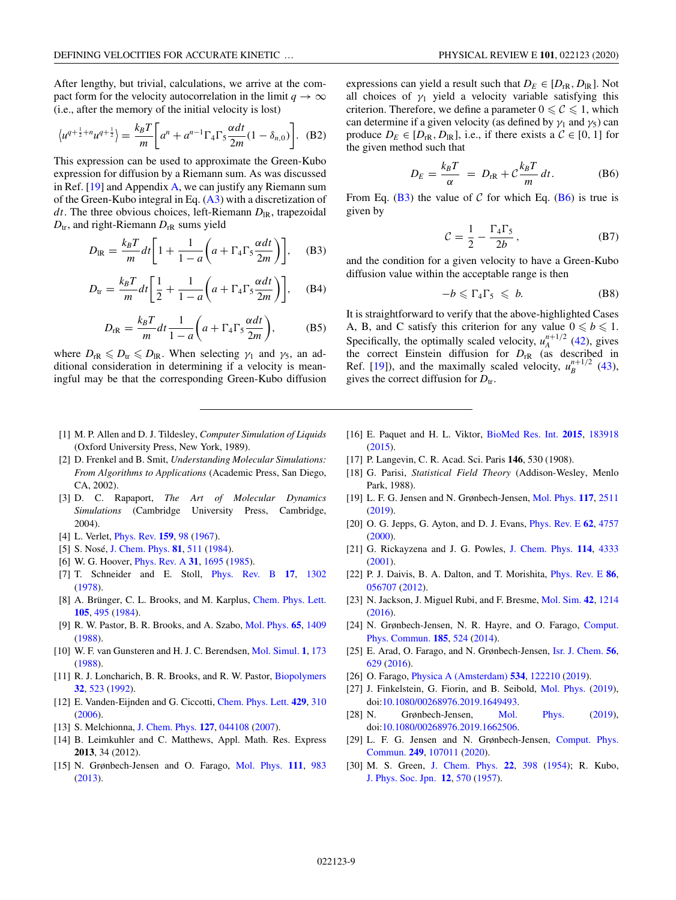After lengthy, but trivial, calculations, we arrive at the compact form for the velocity autocorrelation in the limit $q \to \infty$ (i.e., after the memory of the initial velocity is lost)

$$\left\langle u^{q+\frac{1}{2}+n} u^{q+\frac{1}{2}} \right\rangle = \frac{k_B T}{m} \left[ a^n + a^{n-1} \Gamma_4 \Gamma_5 \frac{\alpha dt}{2m} (1 - \delta_{n,0}) \right]. \quad \text{(B2)}$$

This expression can be used to approximate the Green-Kubo expression for diffusion by a Riemann sum. As was discussed in Ref. [19] and Appendix A, we can justify any Riemann sum of the Green-Kubo integral in Eq. (A3) with a discretization of $dt$. The three obvious choices, left-Riemann $D_{\text{lR}}$, trapezoidal $D_{\text{tr}}$, and right-Riemann $D_{\text{rR}}$ sums yield

$$D_{\text{lR}} = \frac{k_B T}{m} dt \left[ 1 + \frac{1}{1-a} \left( a + \Gamma_4 \Gamma_5 \frac{\alpha dt}{2m} \right) \right], \quad \text{(B3)}$$

$$D_{\text{tr}} = \frac{k_B T}{m} dt \left[ \frac{1}{2} + \frac{1}{1-a} \left( a + \Gamma_4 \Gamma_5 \frac{\alpha dt}{2m} \right) \right], \quad \text{(B4)}$$

$$D_{\text{rR}} = \frac{k_B T}{m} dt \frac{1}{1-a} \left( a + \Gamma_4 \Gamma_5 \frac{\alpha dt}{2m} \right), \quad \text{(B5)}$$

where $D_{\text{rR}} \leqslant D_{\text{tr}} \leqslant D_{\text{lR}}$. When selecting $\gamma_1$ and $\gamma_5$, an additional consideration in determining if a velocity is meaningful may be that the corresponding Green-Kubo diffusion expressions can yield a result such that $D_E \in [D_{\text{rR}}, D_{\text{lR}}]$. Not all choices of $\gamma_1$ yield a velocity variable satisfying this criterion. Therefore, we define a parameter $0 \leqslant \mathcal{C} \leqslant 1$, which can determine if a given velocity (as defined by $\gamma_1$ and $\gamma_5$) can produce $D_E \in [D_{\text{rR}}, D_{\text{lR}}]$, i.e., if there exists a $\mathcal{C} \in [0, 1]$ for the given method such that

$$D_E = \frac{k_B T}{\alpha} = D_{\text{rR}} + \mathcal{C} \frac{k_B T}{m} dt. \quad \text{(B6)}$$

From Eq. (B3) the value of $\mathcal{C}$ for which Eq. (B6) is true is given by

$$\mathcal{C} = \frac{1}{2} - \frac{\Gamma_4 \Gamma_5}{2b}, \quad \text{(B7)}$$

and the condition for a given velocity to have a Green-Kubo diffusion value within the acceptable range is then

$$-b \leqslant \Gamma_4 \Gamma_5 \leqslant b. \quad \text{(B8)}$$

It is straightforward to verify that the above-highlighted Cases A, B, and C satisfy this criterion for any value $0 \leqslant b \leqslant 1$. Specifically, the optimally scaled velocity, $u_A^{n+1/2}$ (42), gives the correct Einstein diffusion for $D_{\text{rR}}$ (as described in Ref. [19]), and the maximally scaled velocity, $u_B^{n+1/2}$ (43), gives the correct diffusion for $D_{\text{tr}}$.

---

[1] M. P. Allen and D. J. Tildesley, *Computer Simulation of Liquids* (Oxford University Press, New York, 1989).

[2] D. Frenkel and B. Smit, *Understanding Molecular Simulations: From Algorithms to Applications* (Academic Press, San Diego, CA, 2002).

[3] D. C. Rapaport, *The Art of Molecular Dynamics Simulations* (Cambridge University Press, Cambridge, 2004).

[4] L. Verlet, Phys. Rev. **159**, 98 (1967).

[5] S. Nosé, J. Chem. Phys. **81**, 511 (1984).

[6] W. G. Hoover, Phys. Rev. A **31**, 1695 (1985).

[7] T. Schneider and E. Stoll, Phys. Rev. B **17**, 1302 (1978).

[8] A. Brünger, C. L. Brooks, and M. Karplus, Chem. Phys. Lett. **105**, 495 (1984).

[9] R. W. Pastor, B. R. Brooks, and A. Szabo, Mol. Phys. **65**, 1409 (1988).

[10] W. F. van Gunsteren and H. J. C. Berendsen, Mol. Simul. **1**, 173 (1988).

[11] R. J. Loncharich, B. R. Brooks, and R. W. Pastor, Biopolymers **32**, 523 (1992).

[12] E. Vanden-Eijnden and G. Ciccotti, Chem. Phys. Lett. **429**, 310 (2006).

[13] S. Melchionna, J. Chem. Phys. **127**, 044108 (2007).

[14] B. Leimkuhler and C. Matthews, Appl. Math. Res. Express **2013**, 34 (2012).

[15] N. Grønbech-Jensen and O. Farago, Mol. Phys. **111**, 983 (2013).

[16] E. Paquet and H. L. Viktor, BioMed Res. Int. **2015**, 183918 (2015).

[17] P. Langevin, C. R. Acad. Sci. Paris **146**, 530 (1908).

[18] G. Parisi, *Statistical Field Theory* (Addison-Wesley, Menlo Park, 1988).

[19] L. F. G. Jensen and N. Grønbech-Jensen, Mol. Phys. **117**, 2511 (2019).

[20] O. G. Jepps, G. Ayton, and D. J. Evans, Phys. Rev. E **62**, 4757 (2000).

[21] G. Rickayzena and J. G. Powles, J. Chem. Phys. **114**, 4333 (2001).

[22] P. J. Daivis, B. A. Dalton, and T. Morishita, Phys. Rev. E **86**, 056707 (2012).

[23] N. Jackson, J. Miguel Rubi, and F. Bresme, Mol. Sim. **42**, 1214 (2016).

[24] N. Grønbech-Jensen, N. R. Hayre, and O. Farago, Comput. Phys. Commun. **185**, 524 (2014).

[25] E. Arad, O. Farago, and N. Grønbech-Jensen, Isr. J. Chem. **56**, 629 (2016).

[26] O. Farago, Physica A (Amsterdam) **534**, 122210 (2019).

[27] J. Finkelstein, G. Fiorin, and B. Seibold, Mol. Phys. (2019), doi:10.1080/00268976.2019.1649493.

[28] N. Grønbech-Jensen, Mol. Phys. (2019), doi:10.1080/00268976.2019.1662506.

[29] L. F. G. Jensen and N. Grønbech-Jensen, Comput. Phys. Commun. **249**, 107011 (2020).

[30] M. S. Green, J. Chem. Phys. **22**, 398 (1954); R. Kubo, J. Phys. Soc. Jpn. **12**, 570 (1957).